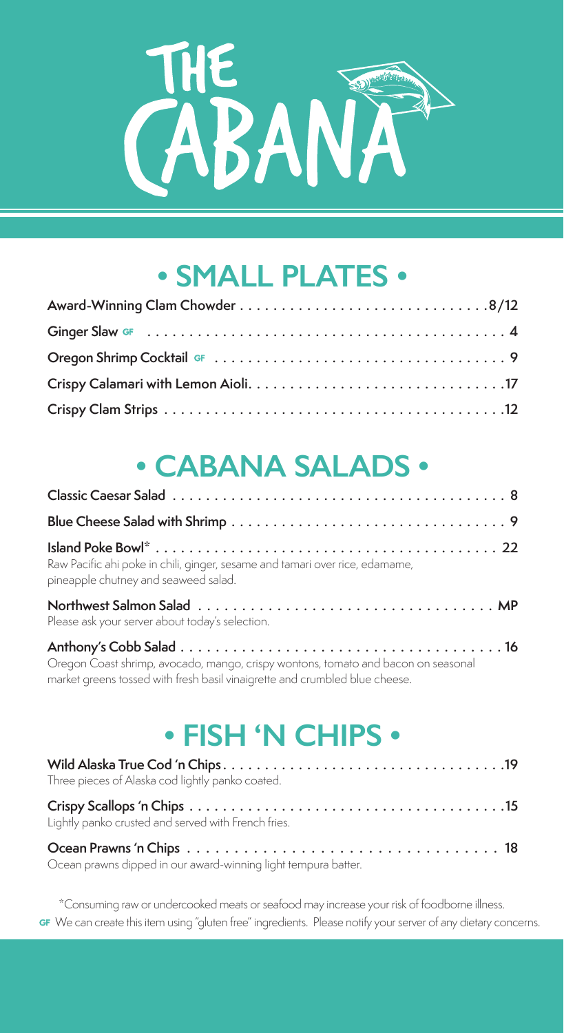# THE CABANA

## • SMALL PLATES •

**Award-Winning Clam Chowder** . . . . . . . . . . . . . . . . . . . . . . . . . . . . . 8/12

**Ginger Slaw** GF . . . . . . . . . . . . . . . . . . . . . . . . . . . . . . . . . . . . . . . . 4

**Oregon Shrimp Cocktail** GF . . . . . . . . . . . . . . . . . . . . . . . . . . . . . . . . 9

**Crispy Calamari with Lemon Aioli** . . . . . . . . . . . . . . . . . . . . . . . . . . . . 17

**Crispy Clam Strips** . . . . . . . . . . . . . . . . . . . . . . . . . . . . . . . . . . . . . . 12

## • CABANA SALADS •

**Classic Caesar Salad** . . . . . . . . . . . . . . . . . . . . . . . . . . . . . . . . . . . . . 8

**Blue Cheese Salad with Shrimp** . . . . . . . . . . . . . . . . . . . . . . . . . . . . . . . 9

**Island Poke Bowl*** . . . . . . . . . . . . . . . . . . . . . . . . . . . . . . . . . . . . . . . 22
Raw Pacific ahi poke in chili, ginger, sesame and tamari over rice, edamame, pineapple chutney and seaweed salad.

**Northwest Salmon Salad** . . . . . . . . . . . . . . . . . . . . . . . . . . . . . . . . . . MP
Please ask your server about today's selection.

**Anthony's Cobb Salad** . . . . . . . . . . . . . . . . . . . . . . . . . . . . . . . . . . . . 16
Oregon Coast shrimp, avocado, mango, crispy wontons, tomato and bacon on seasonal market greens tossed with fresh basil vinaigrette and crumbled blue cheese.

## • FISH 'N CHIPS •

**Wild Alaska True Cod 'n Chips** . . . . . . . . . . . . . . . . . . . . . . . . . . . . . . . 19
Three pieces of Alaska cod lightly panko coated.

**Crispy Scallops 'n Chips** . . . . . . . . . . . . . . . . . . . . . . . . . . . . . . . . . . . 15
Lightly panko crusted and served with French fries.

**Ocean Prawns 'n Chips** . . . . . . . . . . . . . . . . . . . . . . . . . . . . . . . . . . . . 18
Ocean prawns dipped in our award-winning light tempura batter.

*Consuming raw or undercooked meats or seafood may increase your risk of foodborne illness.

GF We can create this item using "gluten free" ingredients. Please notify your server of any dietary concerns.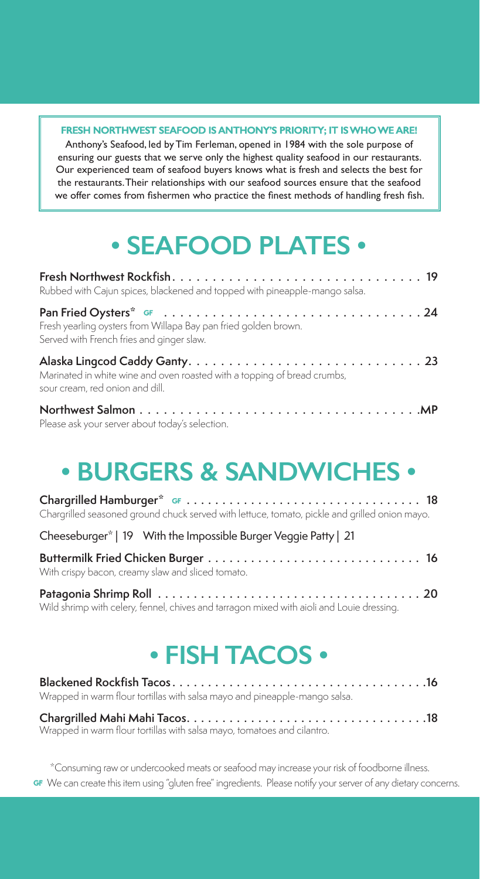**FRESH NORTHWEST SEAFOOD IS ANTHONY'S PRIORITY; IT IS WHO WE ARE!**

Anthony's Seafood, led by Tim Ferleman, opened in 1984 with the sole purpose of ensuring our guests that we serve only the highest quality seafood in our restaurants. Our experienced team of seafood buyers knows what is fresh and selects the best for the restaurants. Their relationships with our seafood sources ensure that the seafood we offer comes from fishermen who practice the finest methods of handling fresh fish.

# • SEAFOOD PLATES •

**Fresh Northwest Rockfish** . . . . . . . . . . 19
Rubbed with Cajun spices, blackened and topped with pineapple-mango salsa.

**Pan Fried Oysters*** GF . . . . . . . . . . 24
Fresh yearling oysters from Willapa Bay pan fried golden brown.
Served with French fries and ginger slaw.

**Alaska Lingcod Caddy Ganty** . . . . . . . . . . 23
Marinated in white wine and oven roasted with a topping of bread crumbs, sour cream, red onion and dill.

**Northwest Salmon** . . . . . . . . . . MP
Please ask your server about today's selection.

# • BURGERS & SANDWICHES •

**Chargrilled Hamburger*** GF . . . . . . . . . . 18
Chargrilled seasoned ground chuck served with lettuce, tomato, pickle and grilled onion mayo.

Cheeseburger* | 19 With the Impossible Burger Veggie Patty | 21

**Buttermilk Fried Chicken Burger** . . . . . . . . . . 16
With crispy bacon, creamy slaw and sliced tomato.

**Patagonia Shrimp Roll** . . . . . . . . . . 20
Wild shrimp with celery, fennel, chives and tarragon mixed with aioli and Louie dressing.

# • FISH TACOS •

**Blackened Rockfish Tacos** . . . . . . . . . . 16
Wrapped in warm flour tortillas with salsa mayo and pineapple-mango salsa.

**Chargrilled Mahi Mahi Tacos** . . . . . . . . . . 18
Wrapped in warm flour tortillas with salsa mayo, tomatoes and cilantro.

*Consuming raw or undercooked meats or seafood may increase your risk of foodborne illness.

GF We can create this item using "gluten free" ingredients. Please notify your server of any dietary concerns.